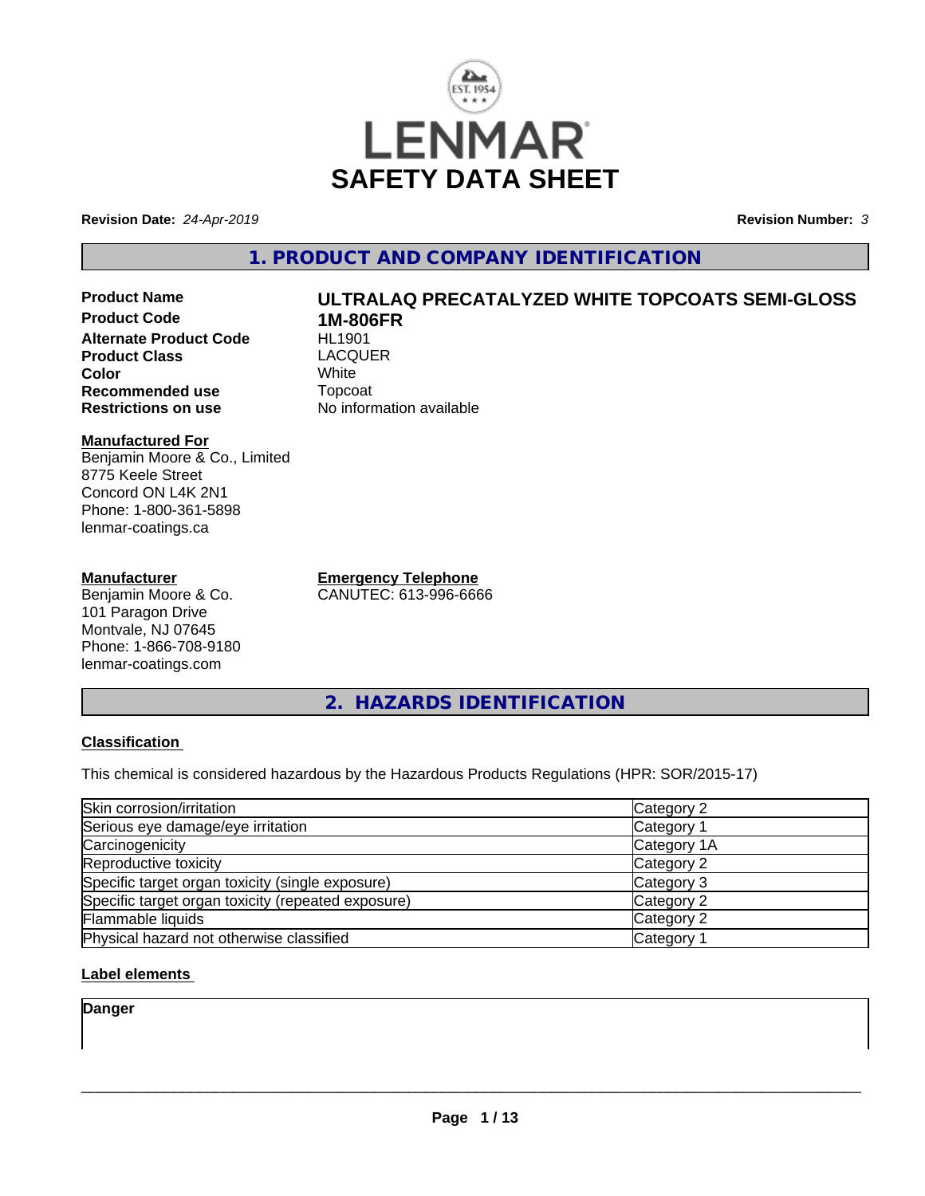# LENMAR

# SAFETY DATA SHEET

**Revision Date:** *24-Apr-2019*

**Revision Number:** *3*

## 1. PRODUCT AND COMPANY IDENTIFICATION

**Product Name** **ULTRALAQ PRECATALYZED WHITE TOPCOATS SEMI-GLOSS**
**Product Code** **1M-806FR**
**Alternate Product Code** HL1901
**Product Class** LACQUER
**Color** White
**Recommended use** Topcoat
**Restrictions on use** No information available

**Manufactured For**
Benjamin Moore & Co., Limited
8775 Keele Street
Concord ON L4K 2N1
Phone: 1-800-361-5898
lenmar-coatings.ca

**Manufacturer**
Benjamin Moore & Co.
101 Paragon Drive
Montvale, NJ 07645
Phone: 1-866-708-9180
lenmar-coatings.com

**Emergency Telephone**
CANUTEC: 613-996-6666

## 2. HAZARDS IDENTIFICATION

**Classification**

This chemical is considered hazardous by the Hazardous Products Regulations (HPR: SOR/2015-17)

| Hazard | Category |
|---|---|
| Skin corrosion/irritation | Category 2 |
| Serious eye damage/eye irritation | Category 1 |
| Carcinogenicity | Category 1A |
| Reproductive toxicity | Category 2 |
| Specific target organ toxicity (single exposure) | Category 3 |
| Specific target organ toxicity (repeated exposure) | Category 2 |
| Flammable liquids | Category 2 |
| Physical hazard not otherwise classified | Category 1 |

**Label elements**

**Danger**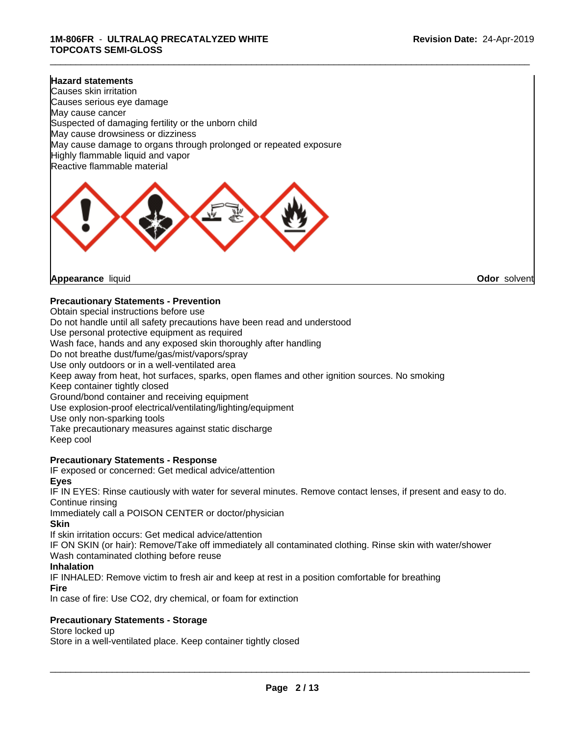**Hazard statements**

Causes skin irritation
Causes serious eye damage
May cause cancer
Suspected of damaging fertility or the unborn child
May cause drowsiness or dizziness
May cause damage to organs through prolonged or repeated exposure
Highly flammable liquid and vapor
Reactive flammable material

**Appearance** liquid **Odor** solvent

**Precautionary Statements - Prevention**

Obtain special instructions before use
Do not handle until all safety precautions have been read and understood
Use personal protective equipment as required
Wash face, hands and any exposed skin thoroughly after handling
Do not breathe dust/fume/gas/mist/vapors/spray
Use only outdoors or in a well-ventilated area
Keep away from heat, hot surfaces, sparks, open flames and other ignition sources. No smoking
Keep container tightly closed
Ground/bond container and receiving equipment
Use explosion-proof electrical/ventilating/lighting/equipment
Use only non-sparking tools
Take precautionary measures against static discharge
Keep cool

**Precautionary Statements - Response**

IF exposed or concerned: Get medical advice/attention

**Eyes**

IF IN EYES: Rinse cautiously with water for several minutes. Remove contact lenses, if present and easy to do. Continue rinsing
Immediately call a POISON CENTER or doctor/physician

**Skin**

If skin irritation occurs: Get medical advice/attention
IF ON SKIN (or hair): Remove/Take off immediately all contaminated clothing. Rinse skin with water/shower
Wash contaminated clothing before reuse

**Inhalation**

IF INHALED: Remove victim to fresh air and keep at rest in a position comfortable for breathing

**Fire**

In case of fire: Use CO2, dry chemical, or foam for extinction

**Precautionary Statements - Storage**

Store locked up
Store in a well-ventilated place. Keep container tightly closed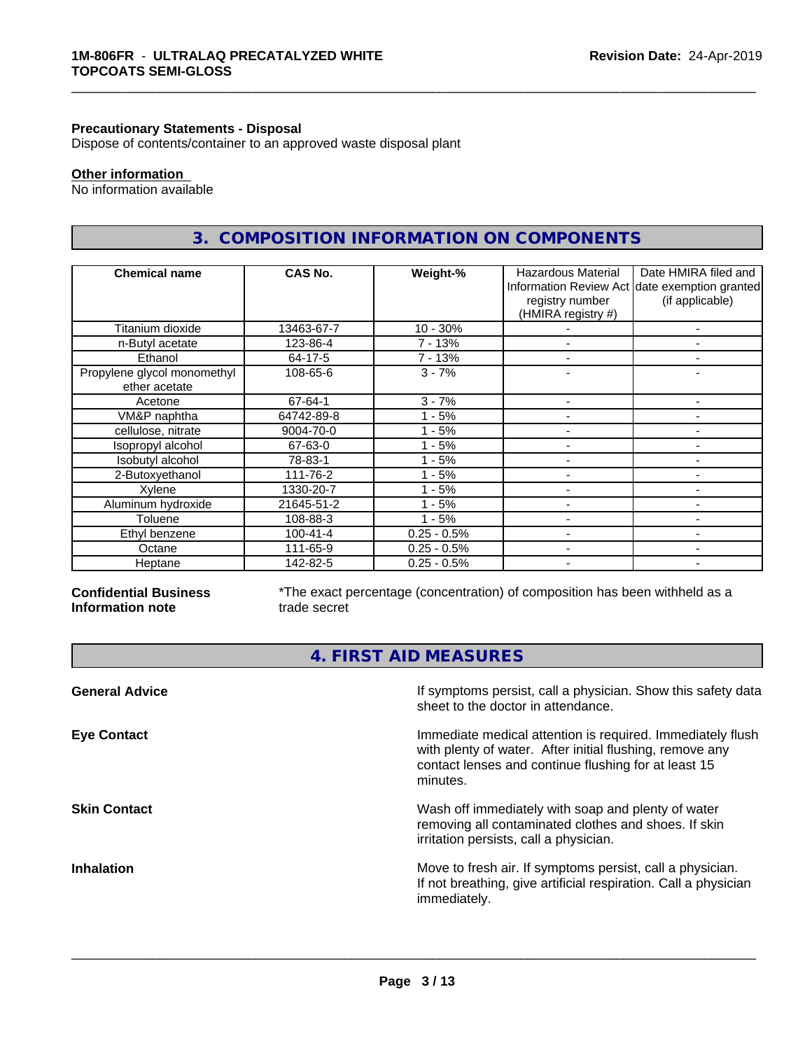**Precautionary Statements - Disposal**
Dispose of contents/container to an approved waste disposal plant

**Other information**
No information available

## 3. COMPOSITION INFORMATION ON COMPONENTS

| Chemical name | CAS No. | Weight-% | Hazardous Material Information Review Act registry number (HMIRA registry #) | Date HMIRA filed and date exemption granted (if applicable) |
|---|---|---|---|---|
| Titanium dioxide | 13463-67-7 | 10 - 30% | - | - |
| n-Butyl acetate | 123-86-4 | 7 - 13% | - | - |
| Ethanol | 64-17-5 | 7 - 13% | - | - |
| Propylene glycol monomethyl ether acetate | 108-65-6 | 3 - 7% | - | - |
| Acetone | 67-64-1 | 3 - 7% | - | - |
| VM&P naphtha | 64742-89-8 | 1 - 5% | - | - |
| cellulose, nitrate | 9004-70-0 | 1 - 5% | - | - |
| Isopropyl alcohol | 67-63-0 | 1 - 5% | - | - |
| Isobutyl alcohol | 78-83-1 | 1 - 5% | - | - |
| 2-Butoxyethanol | 111-76-2 | 1 - 5% | - | - |
| Xylene | 1330-20-7 | 1 - 5% | - | - |
| Aluminum hydroxide | 21645-51-2 | 1 - 5% | - | - |
| Toluene | 108-88-3 | 1 - 5% | - | - |
| Ethyl benzene | 100-41-4 | 0.25 - 0.5% | - | - |
| Octane | 111-65-9 | 0.25 - 0.5% | - | - |
| Heptane | 142-82-5 | 0.25 - 0.5% | - | - |

**Confidential Business Information note**

*The exact percentage (concentration) of composition has been withheld as a trade secret

## 4. FIRST AID MEASURES

**General Advice**

If symptoms persist, call a physician. Show this safety data sheet to the doctor in attendance.

**Eye Contact**

Immediate medical attention is required. Immediately flush with plenty of water. After initial flushing, remove any contact lenses and continue flushing for at least 15 minutes.

**Skin Contact**

Wash off immediately with soap and plenty of water removing all contaminated clothes and shoes. If skin irritation persists, call a physician.

**Inhalation**

Move to fresh air. If symptoms persist, call a physician. If not breathing, give artificial respiration. Call a physician immediately.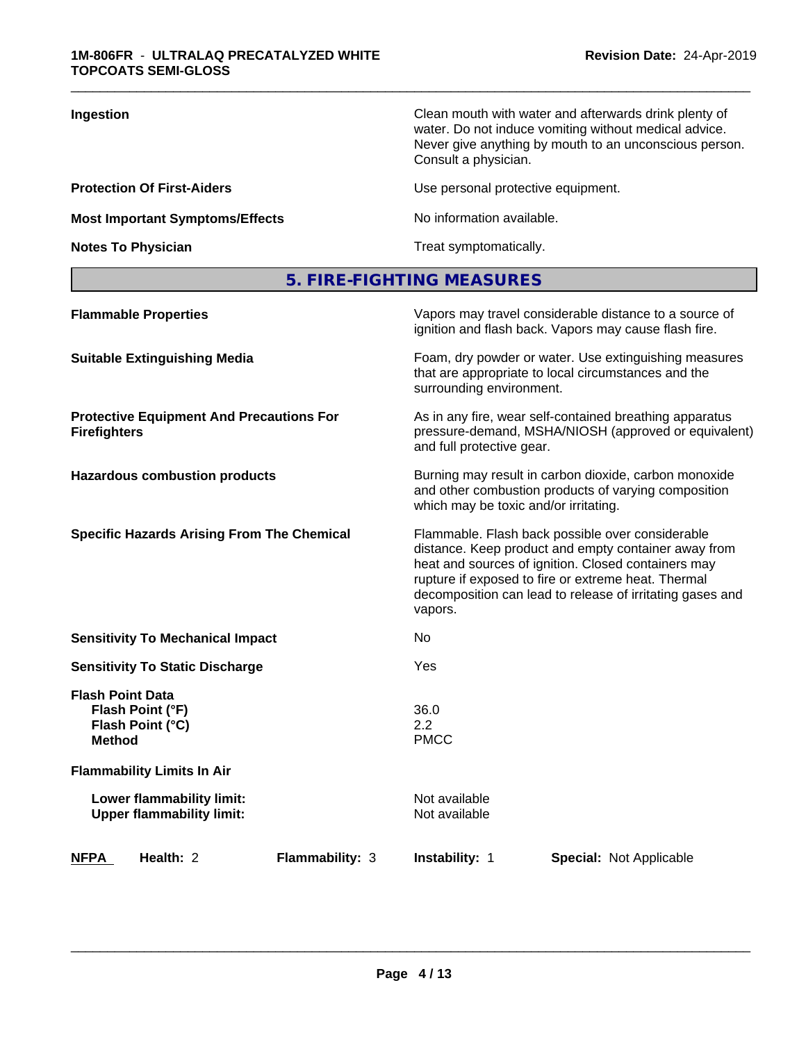**Ingestion** — Clean mouth with water and afterwards drink plenty of water. Do not induce vomiting without medical advice. Never give anything by mouth to an unconscious person. Consult a physician.

**Protection Of First-Aiders** — Use personal protective equipment.

**Most Important Symptoms/Effects** — No information available.

**Notes To Physician** — Treat symptomatically.

## 5. FIRE-FIGHTING MEASURES

**Flammable Properties** — Vapors may travel considerable distance to a source of ignition and flash back. Vapors may cause flash fire.

**Suitable Extinguishing Media** — Foam, dry powder or water. Use extinguishing measures that are appropriate to local circumstances and the surrounding environment.

**Protective Equipment And Precautions For Firefighters** — As in any fire, wear self-contained breathing apparatus pressure-demand, MSHA/NIOSH (approved or equivalent) and full protective gear.

**Hazardous combustion products** — Burning may result in carbon dioxide, carbon monoxide and other combustion products of varying composition which may be toxic and/or irritating.

**Specific Hazards Arising From The Chemical** — Flammable. Flash back possible over considerable distance. Keep product and empty container away from heat and sources of ignition. Closed containers may rupture if exposed to fire or extreme heat. Thermal decomposition can lead to release of irritating gases and vapors.

**Sensitivity To Mechanical Impact** — No

**Sensitivity To Static Discharge** — Yes

**Flash Point Data**

| | |
|---|---|
| **Flash Point (°F)** | 36.0 |
| **Flash Point (°C)** | 2.2 |
| **Method** | PMCC |

**Flammability Limits In Air**

| | |
|---|---|
| **Lower flammability limit:** | Not available |
| **Upper flammability limit:** | Not available |

| **NFPA** | **Health:** 2 | **Flammability:** 3 | **Instability:** 1 | **Special:** Not Applicable |
|---|---|---|---|---|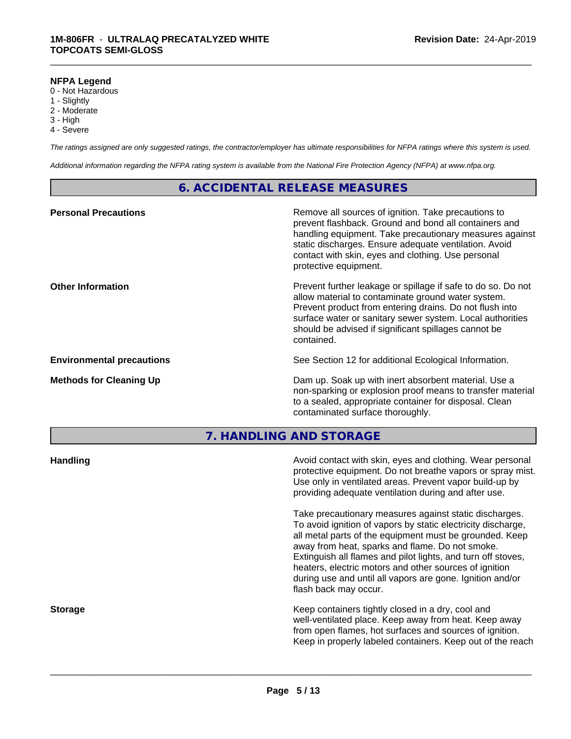**NFPA Legend**

0 - Not Hazardous
1 - Slightly
2 - Moderate
3 - High
4 - Severe

*The ratings assigned are only suggested ratings, the contractor/employer has ultimate responsibilities for NFPA ratings where this system is used.*

*Additional information regarding the NFPA rating system is available from the National Fire Protection Agency (NFPA) at www.nfpa.org.*

## 6. ACCIDENTAL RELEASE MEASURES

**Personal Precautions**

Remove all sources of ignition. Take precautions to prevent flashback. Ground and bond all containers and handling equipment. Take precautionary measures against static discharges. Ensure adequate ventilation. Avoid contact with skin, eyes and clothing. Use personal protective equipment.

**Other Information**

Prevent further leakage or spillage if safe to do so. Do not allow material to contaminate ground water system. Prevent product from entering drains. Do not flush into surface water or sanitary sewer system. Local authorities should be advised if significant spillages cannot be contained.

**Environmental precautions**

See Section 12 for additional Ecological Information.

**Methods for Cleaning Up**

Dam up. Soak up with inert absorbent material. Use a non-sparking or explosion proof means to transfer material to a sealed, appropriate container for disposal. Clean contaminated surface thoroughly.

## 7. HANDLING AND STORAGE

**Handling**

Avoid contact with skin, eyes and clothing. Wear personal protective equipment. Do not breathe vapors or spray mist. Use only in ventilated areas. Prevent vapor build-up by providing adequate ventilation during and after use.

Take precautionary measures against static discharges. To avoid ignition of vapors by static electricity discharge, all metal parts of the equipment must be grounded. Keep away from heat, sparks and flame. Do not smoke. Extinguish all flames and pilot lights, and turn off stoves, heaters, electric motors and other sources of ignition during use and until all vapors are gone. Ignition and/or flash back may occur.

**Storage**

Keep containers tightly closed in a dry, cool and well-ventilated place. Keep away from heat. Keep away from open flames, hot surfaces and sources of ignition. Keep in properly labeled containers. Keep out of the reach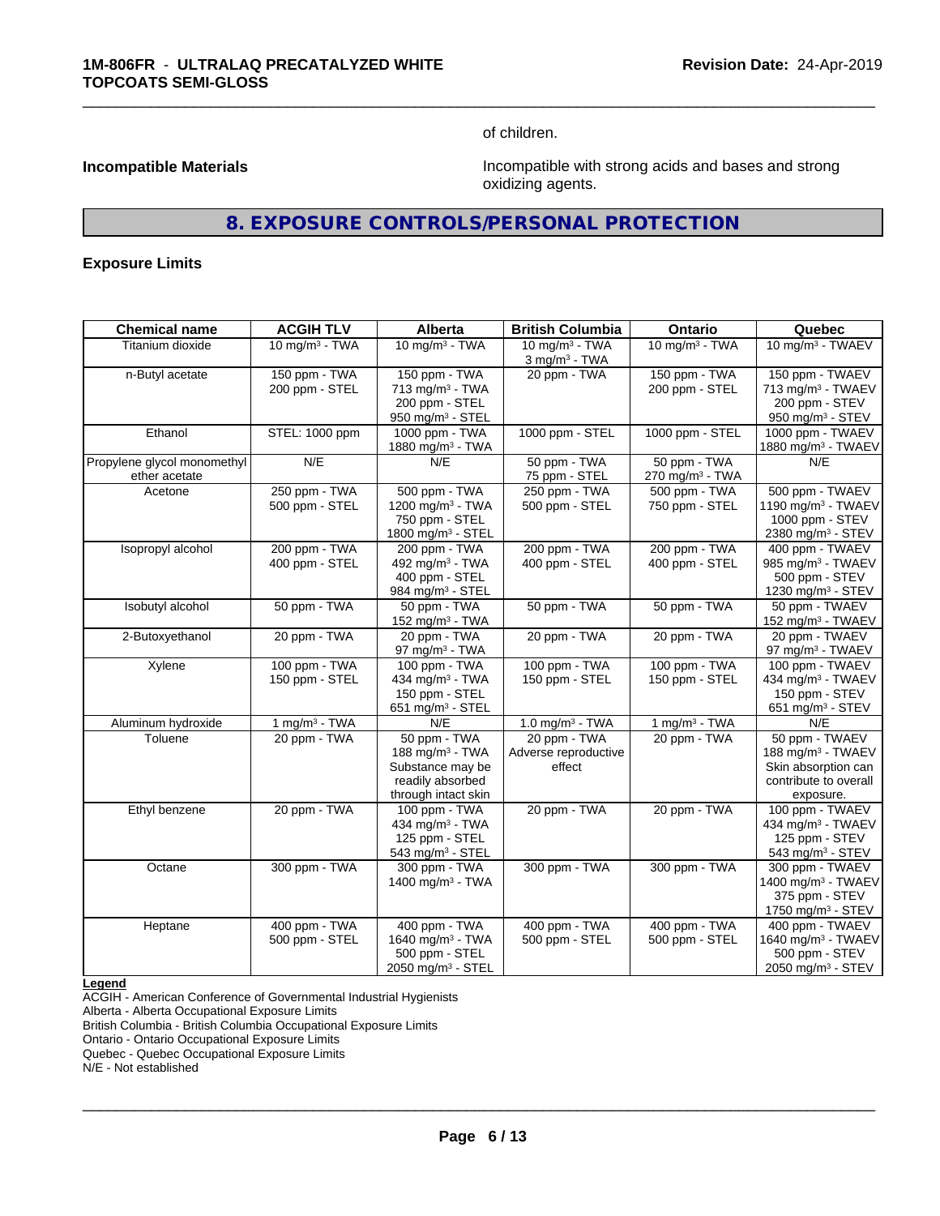of children.

**Incompatible Materials**

Incompatible with strong acids and bases and strong oxidizing agents.

## 8. EXPOSURE CONTROLS/PERSONAL PROTECTION

**Exposure Limits**

| Chemical name | ACGIH TLV | Alberta | British Columbia | Ontario | Quebec |
|---|---|---|---|---|---|
| Titanium dioxide | 10 mg/m³ - TWA | 10 mg/m³ - TWA | 10 mg/m³ - TWA<br>3 mg/m³ - TWA | 10 mg/m³ - TWA | 10 mg/m³ - TWAEV |
| n-Butyl acetate | 150 ppm - TWA<br>200 ppm - STEL | 150 ppm - TWA<br>713 mg/m³ - TWA<br>200 ppm - STEL<br>950 mg/m³ - STEL | 20 ppm - TWA | 150 ppm - TWA<br>200 ppm - STEL | 150 ppm - TWAEV<br>713 mg/m³ - TWAEV<br>200 ppm - STEV<br>950 mg/m³ - STEV |
| Ethanol | STEL: 1000 ppm | 1000 ppm - TWA<br>1880 mg/m³ - TWA | 1000 ppm - STEL | 1000 ppm - STEL | 1000 ppm - TWAEV<br>1880 mg/m³ - TWAEV |
| Propylene glycol monomethyl ether acetate | N/E | N/E | 50 ppm - TWA<br>75 ppm - STEL | 50 ppm - TWA<br>270 mg/m³ - TWA | N/E |
| Acetone | 250 ppm - TWA<br>500 ppm - STEL | 500 ppm - TWA<br>1200 mg/m³ - TWA<br>750 ppm - STEL<br>1800 mg/m³ - STEL | 250 ppm - TWA<br>500 ppm - STEL | 500 ppm - TWA<br>750 ppm - STEL | 500 ppm - TWAEV<br>1190 mg/m³ - TWAEV<br>1000 ppm - STEV<br>2380 mg/m³ - STEV |
| Isopropyl alcohol | 200 ppm - TWA<br>400 ppm - STEL | 200 ppm - TWA<br>492 mg/m³ - TWA<br>400 ppm - STEL<br>984 mg/m³ - STEL | 200 ppm - TWA<br>400 ppm - STEL | 200 ppm - TWA<br>400 ppm - STEL | 400 ppm - TWAEV<br>985 mg/m³ - TWAEV<br>500 ppm - STEV<br>1230 mg/m³ - STEV |
| Isobutyl alcohol | 50 ppm - TWA | 50 ppm - TWA<br>152 mg/m³ - TWA | 50 ppm - TWA | 50 ppm - TWA | 50 ppm - TWAEV<br>152 mg/m³ - TWAEV |
| 2-Butoxyethanol | 20 ppm - TWA | 20 ppm - TWA<br>97 mg/m³ - TWA | 20 ppm - TWA | 20 ppm - TWA | 20 ppm - TWAEV<br>97 mg/m³ - TWAEV |
| Xylene | 100 ppm - TWA<br>150 ppm - STEL | 100 ppm - TWA<br>434 mg/m³ - TWA<br>150 ppm - STEL<br>651 mg/m³ - STEL | 100 ppm - TWA<br>150 ppm - STEL | 100 ppm - TWA<br>150 ppm - STEL | 100 ppm - TWAEV<br>434 mg/m³ - TWAEV<br>150 ppm - STEV<br>651 mg/m³ - STEV |
| Aluminum hydroxide | 1 mg/m³ - TWA | N/E | 1.0 mg/m³ - TWA | 1 mg/m³ - TWA | N/E |
| Toluene | 20 ppm - TWA | 50 ppm - TWA<br>188 mg/m³ - TWA<br>Substance may be readily absorbed through intact skin | 20 ppm - TWA<br>Adverse reproductive effect | 20 ppm - TWA | 50 ppm - TWAEV<br>188 mg/m³ - TWAEV<br>Skin absorption can contribute to overall exposure. |
| Ethyl benzene | 20 ppm - TWA | 100 ppm - TWA<br>434 mg/m³ - TWA<br>125 ppm - STEL<br>543 mg/m³ - STEL | 20 ppm - TWA | 20 ppm - TWA | 100 ppm - TWAEV<br>434 mg/m³ - TWAEV<br>125 ppm - STEV<br>543 mg/m³ - STEV |
| Octane | 300 ppm - TWA | 300 ppm - TWA<br>1400 mg/m³ - TWA | 300 ppm - TWA | 300 ppm - TWA | 300 ppm - TWAEV<br>1400 mg/m³ - TWAEV<br>375 ppm - STEV<br>1750 mg/m³ - STEV |
| Heptane | 400 ppm - TWA<br>500 ppm - STEL | 400 ppm - TWA<br>1640 mg/m³ - TWA<br>500 ppm - STEL<br>2050 mg/m³ - STEL | 400 ppm - TWA<br>500 ppm - STEL | 400 ppm - TWA<br>500 ppm - STEL | 400 ppm - TWAEV<br>1640 mg/m³ - TWAEV<br>500 ppm - STEV<br>2050 mg/m³ - STEV |

**Legend**

ACGIH - American Conference of Governmental Industrial Hygienists
Alberta - Alberta Occupational Exposure Limits
British Columbia - British Columbia Occupational Exposure Limits
Ontario - Ontario Occupational Exposure Limits
Quebec - Quebec Occupational Exposure Limits
N/E - Not established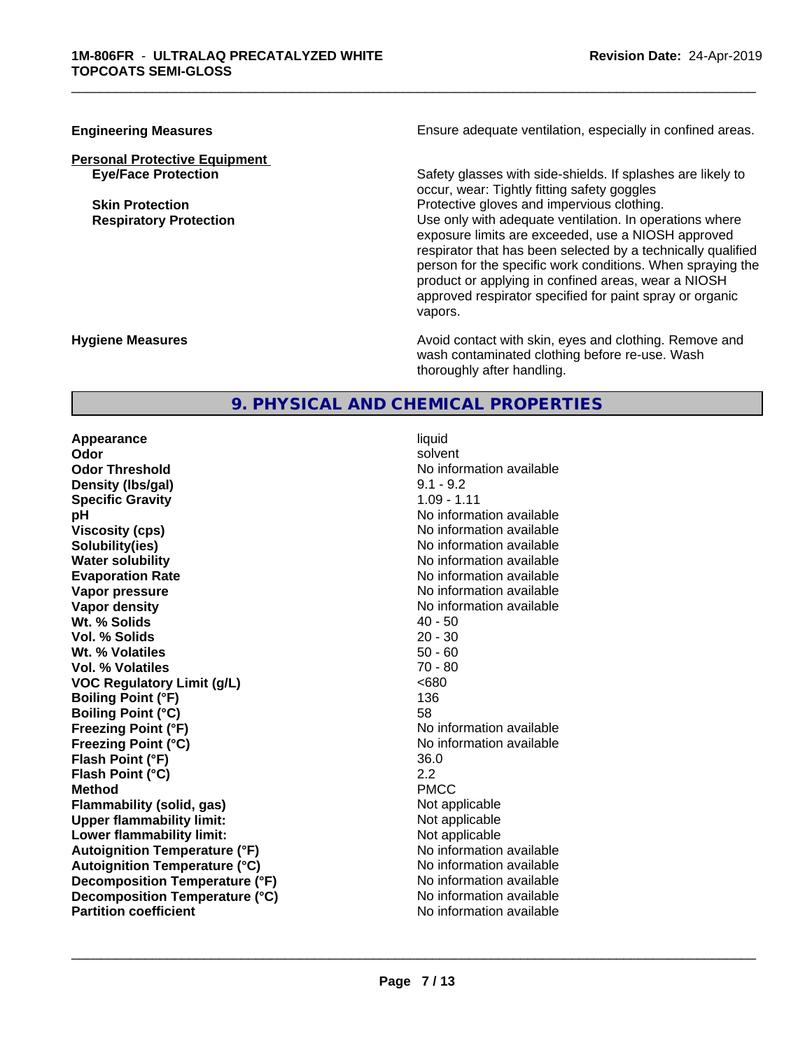| | |
|---|---|
| **Engineering Measures** | Ensure adequate ventilation, especially in confined areas. |

**Personal Protective Equipment**

| | |
|---|---|
| **Eye/Face Protection** | Safety glasses with side-shields. If splashes are likely to occur, wear: Tightly fitting safety goggles |
| **Skin Protection** | Protective gloves and impervious clothing. |
| **Respiratory Protection** | Use only with adequate ventilation. In operations where exposure limits are exceeded, use a NIOSH approved respirator that has been selected by a technically qualified person for the specific work conditions. When spraying the product or applying in confined areas, wear a NIOSH approved respirator specified for paint spray or organic vapors. |

| | |
|---|---|
| **Hygiene Measures** | Avoid contact with skin, eyes and clothing. Remove and wash contaminated clothing before re-use. Wash thoroughly after handling. |

## 9. PHYSICAL AND CHEMICAL PROPERTIES

| | |
|---|---|
| **Appearance** | liquid |
| **Odor** | solvent |
| **Odor Threshold** | No information available |
| **Density (lbs/gal)** | 9.1 - 9.2 |
| **Specific Gravity** | 1.09 - 1.11 |
| **pH** | No information available |
| **Viscosity (cps)** | No information available |
| **Solubility(ies)** | No information available |
| **Water solubility** | No information available |
| **Evaporation Rate** | No information available |
| **Vapor pressure** | No information available |
| **Vapor density** | No information available |
| **Wt. % Solids** | 40 - 50 |
| **Vol. % Solids** | 20 - 30 |
| **Wt. % Volatiles** | 50 - 60 |
| **Vol. % Volatiles** | 70 - 80 |
| **VOC Regulatory Limit (g/L)** | <680 |
| **Boiling Point (°F)** | 136 |
| **Boiling Point (°C)** | 58 |
| **Freezing Point (°F)** | No information available |
| **Freezing Point (°C)** | No information available |
| **Flash Point (°F)** | 36.0 |
| **Flash Point (°C)** | 2.2 |
| **Method** | PMCC |
| **Flammability (solid, gas)** | Not applicable |
| **Upper flammability limit:** | Not applicable |
| **Lower flammability limit:** | Not applicable |
| **Autoignition Temperature (°F)** | No information available |
| **Autoignition Temperature (°C)** | No information available |
| **Decomposition Temperature (°F)** | No information available |
| **Decomposition Temperature (°C)** | No information available |
| **Partition coefficient** | No information available |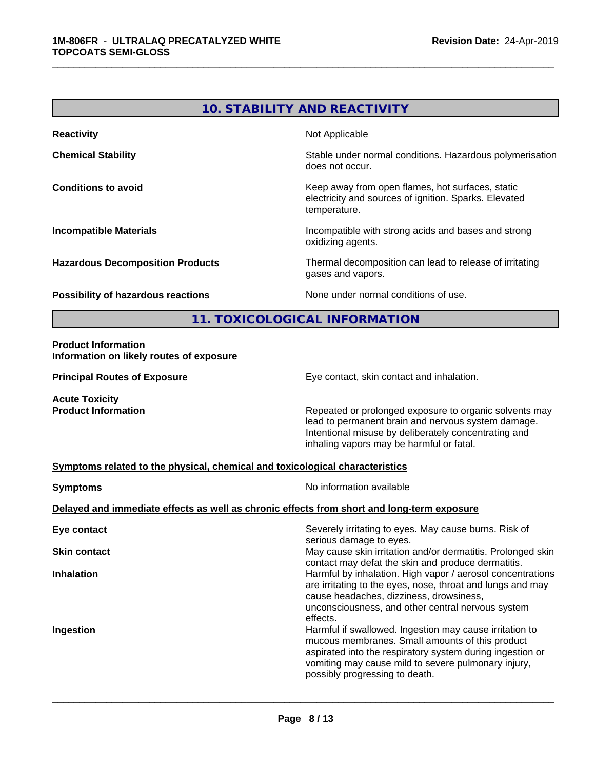## 10. STABILITY AND REACTIVITY

| | |
|---|---|
| **Reactivity** | Not Applicable |
| **Chemical Stability** | Stable under normal conditions. Hazardous polymerisation does not occur. |
| **Conditions to avoid** | Keep away from open flames, hot surfaces, static electricity and sources of ignition. Sparks. Elevated temperature. |
| **Incompatible Materials** | Incompatible with strong acids and bases and strong oxidizing agents. |
| **Hazardous Decomposition Products** | Thermal decomposition can lead to release of irritating gases and vapors. |
| **Possibility of hazardous reactions** | None under normal conditions of use. |

## 11. TOXICOLOGICAL INFORMATION

**Product Information**

**Information on likely routes of exposure**

| | |
|---|---|
| **Principal Routes of Exposure** | Eye contact, skin contact and inhalation. |

**Acute Toxicity**

| | |
|---|---|
| **Product Information** | Repeated or prolonged exposure to organic solvents may lead to permanent brain and nervous system damage. Intentional misuse by deliberately concentrating and inhaling vapors may be harmful or fatal. |

**Symptoms related to the physical, chemical and toxicological characteristics**

| | |
|---|---|
| **Symptoms** | No information available |

**Delayed and immediate effects as well as chronic effects from short and long-term exposure**

| | |
|---|---|
| **Eye contact** | Severely irritating to eyes. May cause burns. Risk of serious damage to eyes. |
| **Skin contact** | May cause skin irritation and/or dermatitis. Prolonged skin contact may defat the skin and produce dermatitis. |
| **Inhalation** | Harmful by inhalation. High vapor / aerosol concentrations are irritating to the eyes, nose, throat and lungs and may cause headaches, dizziness, drowsiness, unconsciousness, and other central nervous system effects. |
| **Ingestion** | Harmful if swallowed. Ingestion may cause irritation to mucous membranes. Small amounts of this product aspirated into the respiratory system during ingestion or vomiting may cause mild to severe pulmonary injury, possibly progressing to death. |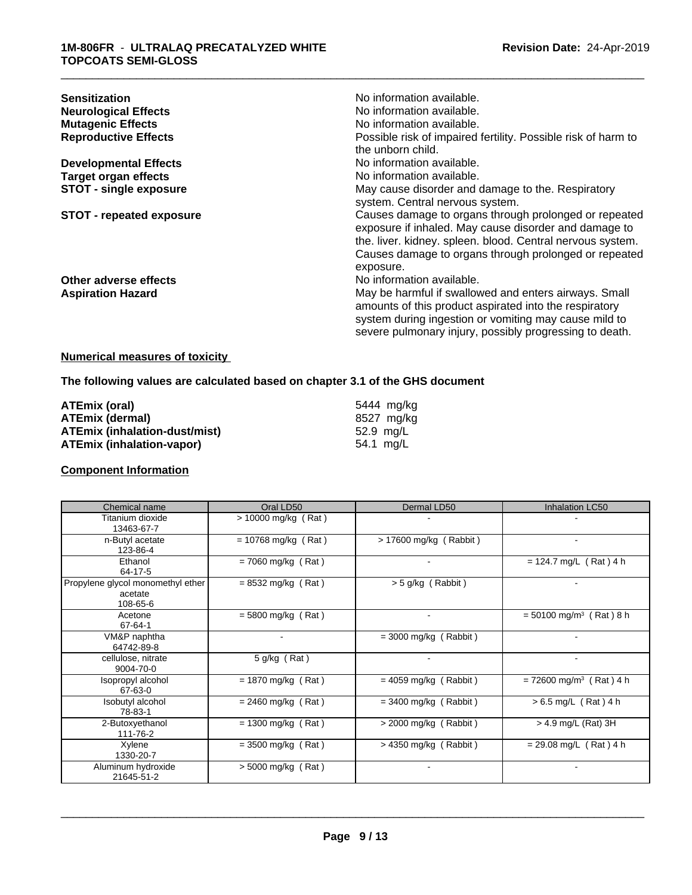**Sensitization** No information available.

**Neurological Effects** No information available.

**Mutagenic Effects** No information available.

**Reproductive Effects** Possible risk of impaired fertility. Possible risk of harm to the unborn child.

**Developmental Effects** No information available.

**Target organ effects** No information available.

**STOT - single exposure** May cause disorder and damage to the. Respiratory system. Central nervous system.

**STOT - repeated exposure** Causes damage to organs through prolonged or repeated exposure if inhaled. May cause disorder and damage to the. liver. kidney. spleen. blood. Central nervous system. Causes damage to organs through prolonged or repeated exposure.

**Other adverse effects** No information available.

**Aspiration Hazard** May be harmful if swallowed and enters airways. Small amounts of this product aspirated into the respiratory system during ingestion or vomiting may cause mild to severe pulmonary injury, possibly progressing to death.

**Numerical measures of toxicity**

**The following values are calculated based on chapter 3.1 of the GHS document**

| | |
|---|---|
| **ATEmix (oral)** | 5444 mg/kg |
| **ATEmix (dermal)** | 8527 mg/kg |
| **ATEmix (inhalation-dust/mist)** | 52.9 mg/L |
| **ATEmix (inhalation-vapor)** | 54.1 mg/L |

**Component Information**

| Chemical name | Oral LD50 | Dermal LD50 | Inhalation LC50 |
|---|---|---|---|
| Titanium dioxide<br>13463-67-7 | > 10000 mg/kg ( Rat ) | - | - |
| n-Butyl acetate<br>123-86-4 | = 10768 mg/kg ( Rat ) | > 17600 mg/kg ( Rabbit ) | - |
| Ethanol<br>64-17-5 | = 7060 mg/kg ( Rat ) | - | = 124.7 mg/L ( Rat ) 4 h |
| Propylene glycol monomethyl ether acetate<br>108-65-6 | = 8532 mg/kg ( Rat ) | > 5 g/kg ( Rabbit ) | - |
| Acetone<br>67-64-1 | = 5800 mg/kg ( Rat ) | - | = 50100 mg/m³ ( Rat ) 8 h |
| VM&P naphtha<br>64742-89-8 | - | = 3000 mg/kg ( Rabbit ) | - |
| cellulose, nitrate<br>9004-70-0 | 5 g/kg ( Rat ) | - | - |
| Isopropyl alcohol<br>67-63-0 | = 1870 mg/kg ( Rat ) | = 4059 mg/kg ( Rabbit ) | = 72600 mg/m³ ( Rat ) 4 h |
| Isobutyl alcohol<br>78-83-1 | = 2460 mg/kg ( Rat ) | = 3400 mg/kg ( Rabbit ) | > 6.5 mg/L ( Rat ) 4 h |
| 2-Butoxyethanol<br>111-76-2 | = 1300 mg/kg ( Rat ) | > 2000 mg/kg ( Rabbit ) | > 4.9 mg/L (Rat) 3H |
| Xylene<br>1330-20-7 | = 3500 mg/kg ( Rat ) | > 4350 mg/kg ( Rabbit ) | = 29.08 mg/L ( Rat ) 4 h |
| Aluminum hydroxide<br>21645-51-2 | > 5000 mg/kg ( Rat ) | - | - |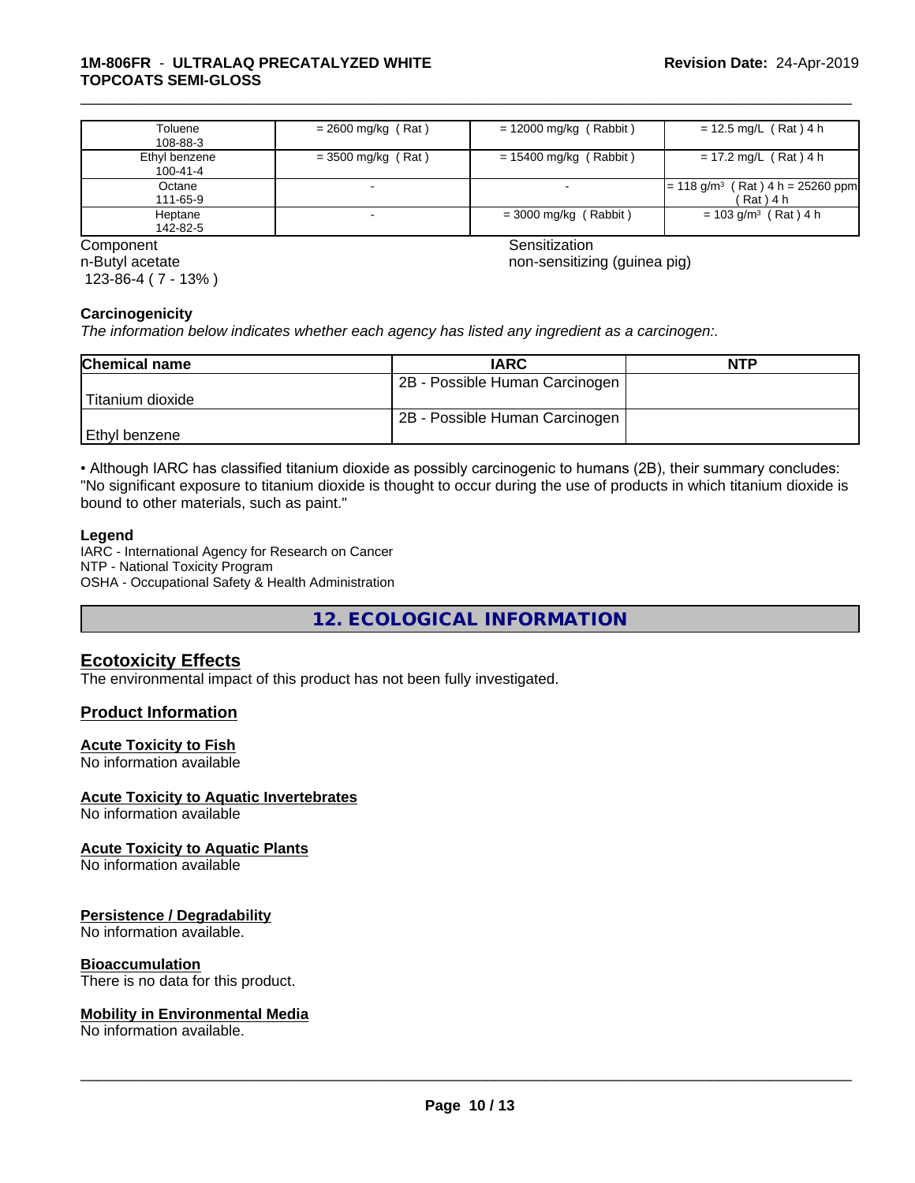| Toluene<br>108-88-3 | = 2600 mg/kg ( Rat ) | = 12000 mg/kg ( Rabbit ) | = 12.5 mg/L ( Rat ) 4 h |
|---|---|---|---|
| Ethyl benzene<br>100-41-4 | = 3500 mg/kg ( Rat ) | = 15400 mg/kg ( Rabbit ) | = 17.2 mg/L ( Rat ) 4 h |
| Octane<br>111-65-9 | - | - | = 118 g/m³ ( Rat ) 4 h = 25260 ppm ( Rat ) 4 h |
| Heptane<br>142-82-5 | - | = 3000 mg/kg ( Rabbit ) | = 103 g/m³ ( Rat ) 4 h |

| Component | Sensitization |
|---|---|
| n-Butyl acetate<br>123-86-4 ( 7 - 13% ) | non-sensitizing (guinea pig) |

**Carcinogenicity**

*The information below indicates whether each agency has listed any ingredient as a carcinogen:.*

| Chemical name | IARC | NTP |
|---|---|---|
| Titanium dioxide | 2B - Possible Human Carcinogen | |
| Ethyl benzene | 2B - Possible Human Carcinogen | |

• Although IARC has classified titanium dioxide as possibly carcinogenic to humans (2B), their summary concludes: "No significant exposure to titanium dioxide is thought to occur during the use of products in which titanium dioxide is bound to other materials, such as paint."

**Legend**

IARC - International Agency for Research on Cancer
NTP - National Toxicity Program
OSHA - Occupational Safety & Health Administration

## 12. ECOLOGICAL INFORMATION

### Ecotoxicity Effects

The environmental impact of this product has not been fully investigated.

### Product Information

**Acute Toxicity to Fish**
No information available

**Acute Toxicity to Aquatic Invertebrates**
No information available

**Acute Toxicity to Aquatic Plants**
No information available

**Persistence / Degradability**
No information available.

**Bioaccumulation**
There is no data for this product.

**Mobility in Environmental Media**
No information available.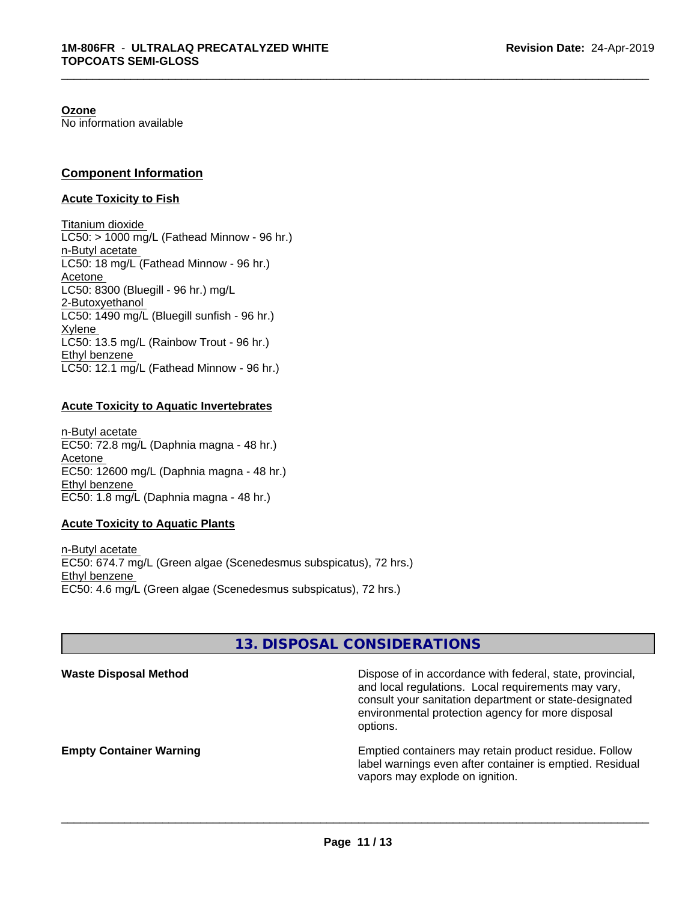**Ozone**
No information available

## Component Information

### Acute Toxicity to Fish

Titanium dioxide
LC50: > 1000 mg/L (Fathead Minnow - 96 hr.)
n-Butyl acetate
LC50: 18 mg/L (Fathead Minnow - 96 hr.)
Acetone
LC50: 8300 (Bluegill - 96 hr.) mg/L
2-Butoxyethanol
LC50: 1490 mg/L (Bluegill sunfish - 96 hr.)
Xylene
LC50: 13.5 mg/L (Rainbow Trout - 96 hr.)
Ethyl benzene
LC50: 12.1 mg/L (Fathead Minnow - 96 hr.)

### Acute Toxicity to Aquatic Invertebrates

n-Butyl acetate
EC50: 72.8 mg/L (Daphnia magna - 48 hr.)
Acetone
EC50: 12600 mg/L (Daphnia magna - 48 hr.)
Ethyl benzene
EC50: 1.8 mg/L (Daphnia magna - 48 hr.)

### Acute Toxicity to Aquatic Plants

n-Butyl acetate
EC50: 674.7 mg/L (Green algae (Scenedesmus subspicatus), 72 hrs.)
Ethyl benzene
EC50: 4.6 mg/L (Green algae (Scenedesmus subspicatus), 72 hrs.)

## 13. DISPOSAL CONSIDERATIONS

**Waste Disposal Method**

Dispose of in accordance with federal, state, provincial, and local regulations. Local requirements may vary, consult your sanitation department or state-designated environmental protection agency for more disposal options.

**Empty Container Warning**

Emptied containers may retain product residue. Follow label warnings even after container is emptied. Residual vapors may explode on ignition.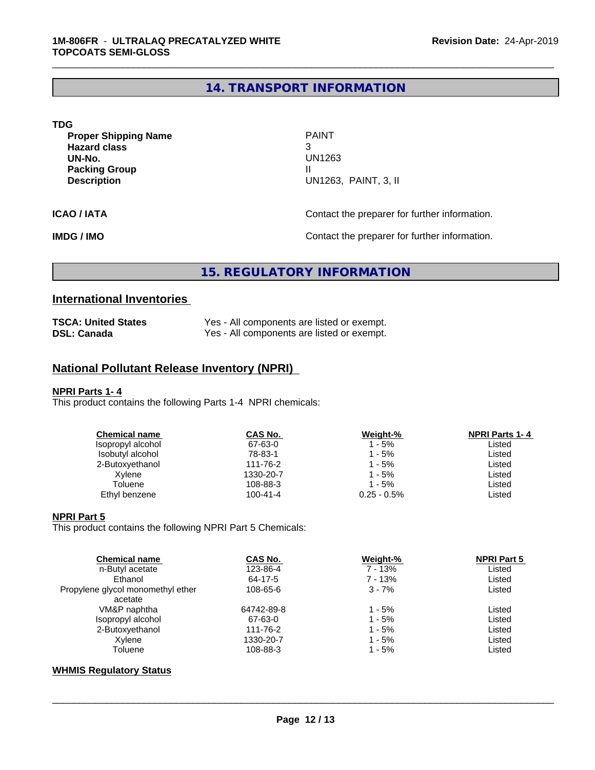## 14. TRANSPORT INFORMATION

**TDG**

| | |
|---|---|
| **Proper Shipping Name** | PAINT |
| **Hazard class** | 3 |
| **UN-No.** | UN1263 |
| **Packing Group** | II |
| **Description** | UN1263, PAINT, 3, II |

**ICAO / IATA** Contact the preparer for further information.

**IMDG / IMO** Contact the preparer for further information.

## 15. REGULATORY INFORMATION

### International Inventories

| | |
|---|---|
| **TSCA: United States** | Yes - All components are listed or exempt. |
| **DSL: Canada** | Yes - All components are listed or exempt. |

### National Pollutant Release Inventory (NPRI)

**NPRI Parts 1- 4**

This product contains the following Parts 1-4 NPRI chemicals:

| Chemical name | CAS No. | Weight-% | NPRI Parts 1- 4 |
|---|---|---|---|
| Isopropyl alcohol | 67-63-0 | 1 - 5% | Listed |
| Isobutyl alcohol | 78-83-1 | 1 - 5% | Listed |
| 2-Butoxyethanol | 111-76-2 | 1 - 5% | Listed |
| Xylene | 1330-20-7 | 1 - 5% | Listed |
| Toluene | 108-88-3 | 1 - 5% | Listed |
| Ethyl benzene | 100-41-4 | 0.25 - 0.5% | Listed |

**NPRI Part 5**

This product contains the following NPRI Part 5 Chemicals:

| Chemical name | CAS No. | Weight-% | NPRI Part 5 |
|---|---|---|---|
| n-Butyl acetate | 123-86-4 | 7 - 13% | Listed |
| Ethanol | 64-17-5 | 7 - 13% | Listed |
| Propylene glycol monomethyl ether acetate | 108-65-6 | 3 - 7% | Listed |
| VM&P naphtha | 64742-89-8 | 1 - 5% | Listed |
| Isopropyl alcohol | 67-63-0 | 1 - 5% | Listed |
| 2-Butoxyethanol | 111-76-2 | 1 - 5% | Listed |
| Xylene | 1330-20-7 | 1 - 5% | Listed |
| Toluene | 108-88-3 | 1 - 5% | Listed |

**WHMIS Regulatory Status**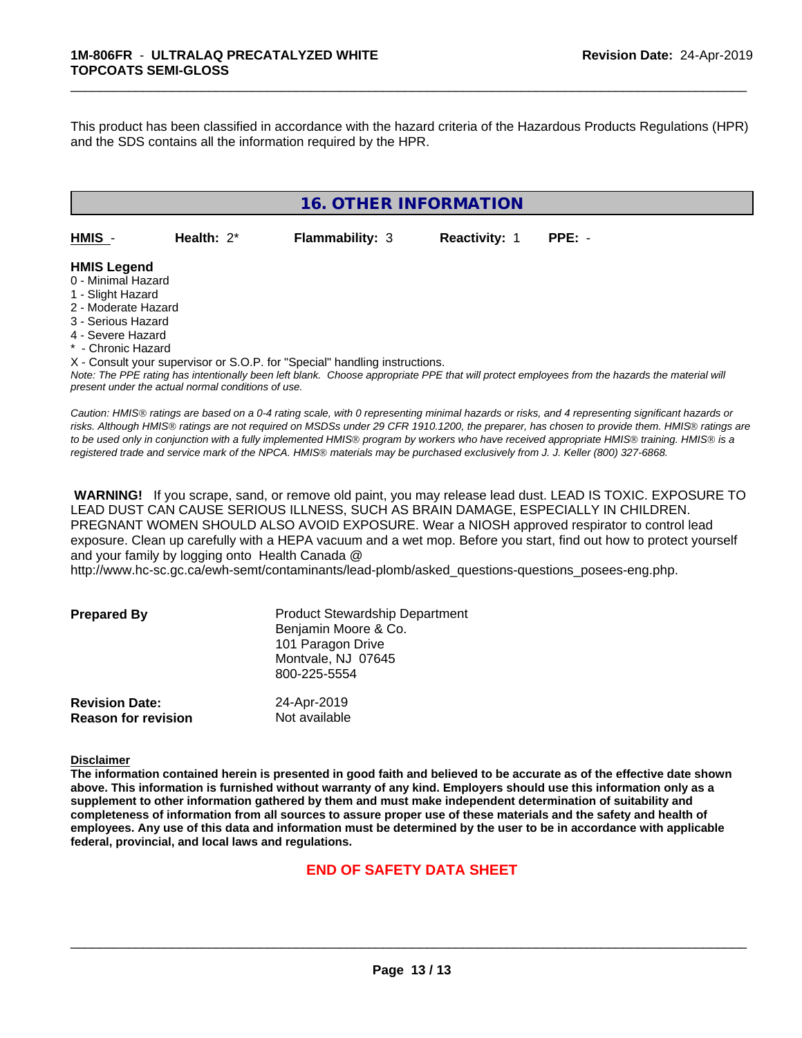This product has been classified in accordance with the hazard criteria of the Hazardous Products Regulations (HPR) and the SDS contains all the information required by the HPR.

## 16. OTHER INFORMATION

| **HMIS** - | **Health:** 2* | **Flammability:** 3 | **Reactivity:** 1 | **PPE:** - |
|---|---|---|---|---|

**HMIS Legend**

0 - Minimal Hazard
1 - Slight Hazard
2 - Moderate Hazard
3 - Serious Hazard
4 - Severe Hazard
* - Chronic Hazard
X - Consult your supervisor or S.O.P. for "Special" handling instructions.

*Note: The PPE rating has intentionally been left blank. Choose appropriate PPE that will protect employees from the hazards the material will present under the actual normal conditions of use.*

*Caution: HMIS® ratings are based on a 0-4 rating scale, with 0 representing minimal hazards or risks, and 4 representing significant hazards or risks. Although HMIS® ratings are not required on MSDSs under 29 CFR 1910.1200, the preparer, has chosen to provide them. HMIS® ratings are to be used only in conjunction with a fully implemented HMIS® program by workers who have received appropriate HMIS® training. HMIS® is a registered trade and service mark of the NPCA. HMIS® materials may be purchased exclusively from J. J. Keller (800) 327-6868.*

**WARNING!** If you scrape, sand, or remove old paint, you may release lead dust. LEAD IS TOXIC. EXPOSURE TO LEAD DUST CAN CAUSE SERIOUS ILLNESS, SUCH AS BRAIN DAMAGE, ESPECIALLY IN CHILDREN. PREGNANT WOMEN SHOULD ALSO AVOID EXPOSURE. Wear a NIOSH approved respirator to control lead exposure. Clean up carefully with a HEPA vacuum and a wet mop. Before you start, find out how to protect yourself and your family by logging onto Health Canada @ http://www.hc-sc.gc.ca/ewh-semt/contaminants/lead-plomb/asked_questions-questions_posees-eng.php.

| | |
|---|---|
| **Prepared By** | Product Stewardship Department<br>Benjamin Moore & Co.<br>101 Paragon Drive<br>Montvale, NJ 07645<br>800-225-5554 |
| **Revision Date:** | 24-Apr-2019 |
| **Reason for revision** | Not available |

**Disclaimer**

**The information contained herein is presented in good faith and believed to be accurate as of the effective date shown above. This information is furnished without warranty of any kind. Employers should use this information only as a supplement to other information gathered by them and must make independent determination of suitability and completeness of information from all sources to assure proper use of these materials and the safety and health of employees. Any use of this data and information must be determined by the user to be in accordance with applicable federal, provincial, and local laws and regulations.**

**END OF SAFETY DATA SHEET**